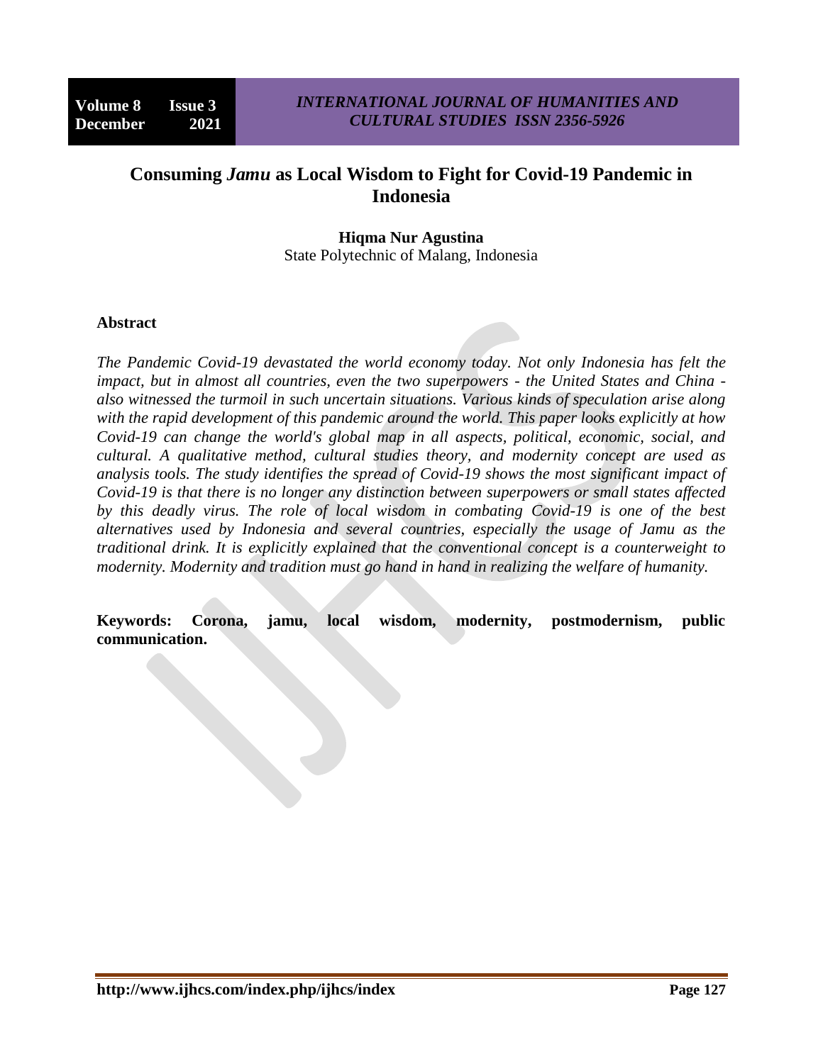# Consuming *Jamu* as Local Wisdom to Fight for Covid-19 Pandemic in Indonesia

**Hiqma Nur Agustina**
State Polytechnic of Malang, Indonesia

## Abstract

*The Pandemic Covid-19 devastated the world economy today. Not only Indonesia has felt the impact, but in almost all countries, even the two superpowers - the United States and China - also witnessed the turmoil in such uncertain situations. Various kinds of speculation arise along with the rapid development of this pandemic around the world. This paper looks explicitly at how Covid-19 can change the world's global map in all aspects, political, economic, social, and cultural. A qualitative method, cultural studies theory, and modernity concept are used as analysis tools. The study identifies the spread of Covid-19 shows the most significant impact of Covid-19 is that there is no longer any distinction between superpowers or small states affected by this deadly virus. The role of local wisdom in combating Covid-19 is one of the best alternatives used by Indonesia and several countries, especially the usage of Jamu as the traditional drink. It is explicitly explained that the conventional concept is a counterweight to modernity. Modernity and tradition must go hand in hand in realizing the welfare of humanity.*

**Keywords: Corona, jamu, local wisdom, modernity, postmodernism, public communication.**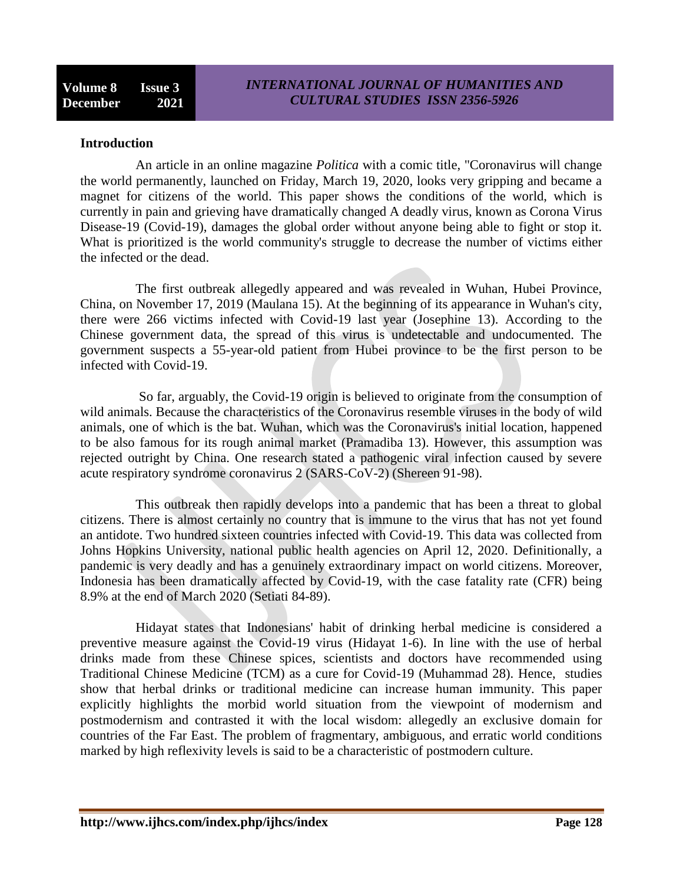## Introduction

An article in an online magazine *Politica* with a comic title, "Coronavirus will change the world permanently, launched on Friday, March 19, 2020, looks very gripping and became a magnet for citizens of the world. This paper shows the conditions of the world, which is currently in pain and grieving have dramatically changed A deadly virus, known as Corona Virus Disease-19 (Covid-19), damages the global order without anyone being able to fight or stop it. What is prioritized is the world community's struggle to decrease the number of victims either the infected or the dead.

The first outbreak allegedly appeared and was revealed in Wuhan, Hubei Province, China, on November 17, 2019 (Maulana 15). At the beginning of its appearance in Wuhan's city, there were 266 victims infected with Covid-19 last year (Josephine 13). According to the Chinese government data, the spread of this virus is undetectable and undocumented. The government suspects a 55-year-old patient from Hubei province to be the first person to be infected with Covid-19.

So far, arguably, the Covid-19 origin is believed to originate from the consumption of wild animals. Because the characteristics of the Coronavirus resemble viruses in the body of wild animals, one of which is the bat. Wuhan, which was the Coronavirus's initial location, happened to be also famous for its rough animal market (Pramadiba 13). However, this assumption was rejected outright by China. One research stated a pathogenic viral infection caused by severe acute respiratory syndrome coronavirus 2 (SARS-CoV-2) (Shereen 91-98).

This outbreak then rapidly develops into a pandemic that has been a threat to global citizens. There is almost certainly no country that is immune to the virus that has not yet found an antidote. Two hundred sixteen countries infected with Covid-19. This data was collected from Johns Hopkins University, national public health agencies on April 12, 2020. Definitionally, a pandemic is very deadly and has a genuinely extraordinary impact on world citizens. Moreover, Indonesia has been dramatically affected by Covid-19, with the case fatality rate (CFR) being 8.9% at the end of March 2020 (Setiati 84-89).

Hidayat states that Indonesians' habit of drinking herbal medicine is considered a preventive measure against the Covid-19 virus (Hidayat 1-6). In line with the use of herbal drinks made from these Chinese spices, scientists and doctors have recommended using Traditional Chinese Medicine (TCM) as a cure for Covid-19 (Muhammad 28). Hence, studies show that herbal drinks or traditional medicine can increase human immunity. This paper explicitly highlights the morbid world situation from the viewpoint of modernism and postmodernism and contrasted it with the local wisdom: allegedly an exclusive domain for countries of the Far East. The problem of fragmentary, ambiguous, and erratic world conditions marked by high reflexivity levels is said to be a characteristic of postmodern culture.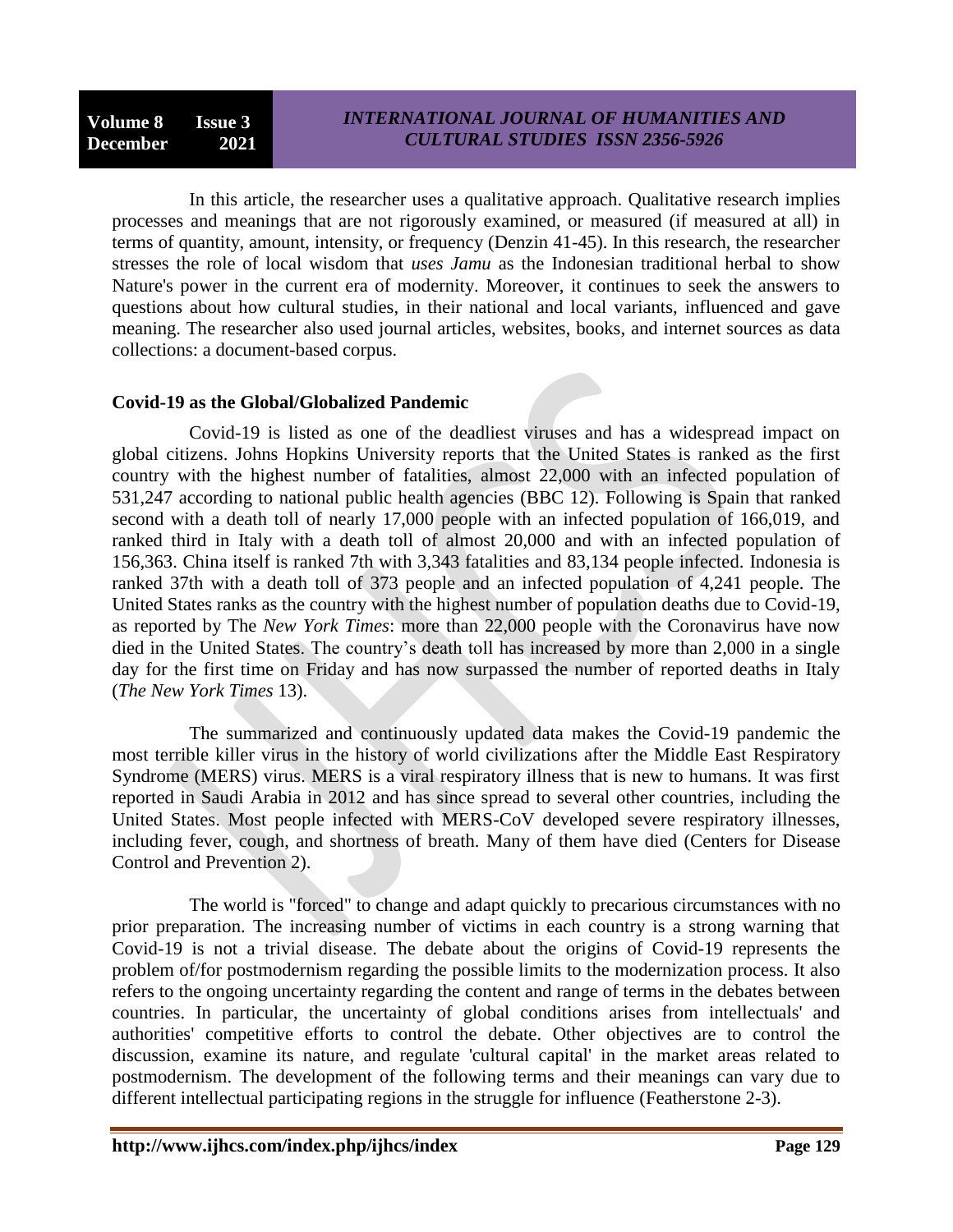In this article, the researcher uses a qualitative approach. Qualitative research implies processes and meanings that are not rigorously examined, or measured (if measured at all) in terms of quantity, amount, intensity, or frequency (Denzin 41-45). In this research, the researcher stresses the role of local wisdom that *uses Jamu* as the Indonesian traditional herbal to show Nature's power in the current era of modernity. Moreover, it continues to seek the answers to questions about how cultural studies, in their national and local variants, influenced and gave meaning. The researcher also used journal articles, websites, books, and internet sources as data collections: a document-based corpus.

**Covid-19 as the Global/Globalized Pandemic**

Covid-19 is listed as one of the deadliest viruses and has a widespread impact on global citizens. Johns Hopkins University reports that the United States is ranked as the first country with the highest number of fatalities, almost 22,000 with an infected population of 531,247 according to national public health agencies (BBC 12). Following is Spain that ranked second with a death toll of nearly 17,000 people with an infected population of 166,019, and ranked third in Italy with a death toll of almost 20,000 and with an infected population of 156,363. China itself is ranked 7th with 3,343 fatalities and 83,134 people infected. Indonesia is ranked 37th with a death toll of 373 people and an infected population of 4,241 people. The United States ranks as the country with the highest number of population deaths due to Covid-19, as reported by The *New York Times*: more than 22,000 people with the Coronavirus have now died in the United States. The country's death toll has increased by more than 2,000 in a single day for the first time on Friday and has now surpassed the number of reported deaths in Italy (*The New York Times* 13).

The summarized and continuously updated data makes the Covid-19 pandemic the most terrible killer virus in the history of world civilizations after the Middle East Respiratory Syndrome (MERS) virus. MERS is a viral respiratory illness that is new to humans. It was first reported in Saudi Arabia in 2012 and has since spread to several other countries, including the United States. Most people infected with MERS-CoV developed severe respiratory illnesses, including fever, cough, and shortness of breath. Many of them have died (Centers for Disease Control and Prevention 2).

The world is "forced" to change and adapt quickly to precarious circumstances with no prior preparation. The increasing number of victims in each country is a strong warning that Covid-19 is not a trivial disease. The debate about the origins of Covid-19 represents the problem of/for postmodernism regarding the possible limits to the modernization process. It also refers to the ongoing uncertainty regarding the content and range of terms in the debates between countries. In particular, the uncertainty of global conditions arises from intellectuals' and authorities' competitive efforts to control the debate. Other objectives are to control the discussion, examine its nature, and regulate 'cultural capital' in the market areas related to postmodernism. The development of the following terms and their meanings can vary due to different intellectual participating regions in the struggle for influence (Featherstone 2-3).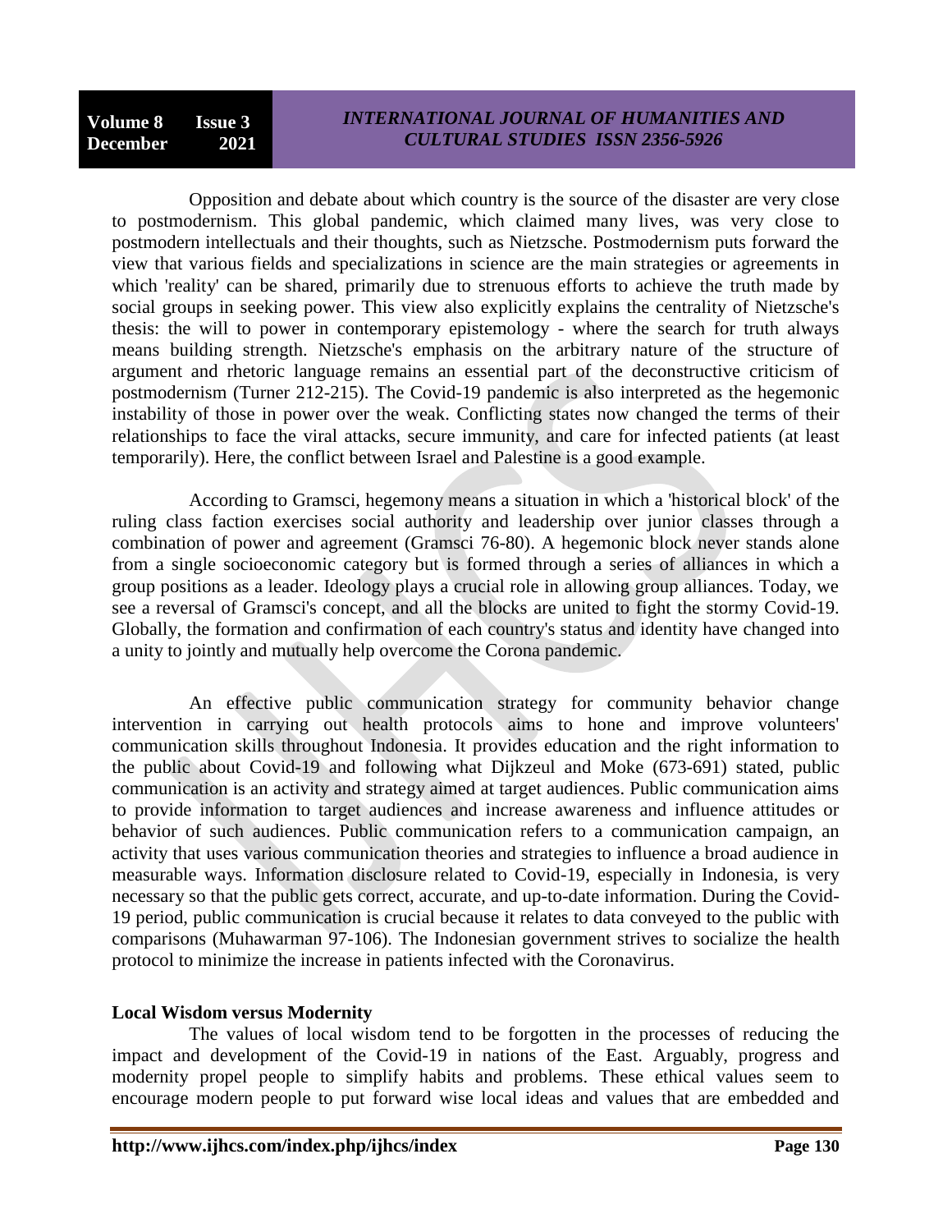Opposition and debate about which country is the source of the disaster are very close to postmodernism. This global pandemic, which claimed many lives, was very close to postmodern intellectuals and their thoughts, such as Nietzsche. Postmodernism puts forward the view that various fields and specializations in science are the main strategies or agreements in which 'reality' can be shared, primarily due to strenuous efforts to achieve the truth made by social groups in seeking power. This view also explicitly explains the centrality of Nietzsche's thesis: the will to power in contemporary epistemology - where the search for truth always means building strength. Nietzsche's emphasis on the arbitrary nature of the structure of argument and rhetoric language remains an essential part of the deconstructive criticism of postmodernism (Turner 212-215). The Covid-19 pandemic is also interpreted as the hegemonic instability of those in power over the weak. Conflicting states now changed the terms of their relationships to face the viral attacks, secure immunity, and care for infected patients (at least temporarily). Here, the conflict between Israel and Palestine is a good example.

According to Gramsci, hegemony means a situation in which a 'historical block' of the ruling class faction exercises social authority and leadership over junior classes through a combination of power and agreement (Gramsci 76-80). A hegemonic block never stands alone from a single socioeconomic category but is formed through a series of alliances in which a group positions as a leader. Ideology plays a crucial role in allowing group alliances. Today, we see a reversal of Gramsci's concept, and all the blocks are united to fight the stormy Covid-19. Globally, the formation and confirmation of each country's status and identity have changed into a unity to jointly and mutually help overcome the Corona pandemic.

An effective public communication strategy for community behavior change intervention in carrying out health protocols aims to hone and improve volunteers' communication skills throughout Indonesia. It provides education and the right information to the public about Covid-19 and following what Dijkzeul and Moke (673-691) stated, public communication is an activity and strategy aimed at target audiences. Public communication aims to provide information to target audiences and increase awareness and influence attitudes or behavior of such audiences. Public communication refers to a communication campaign, an activity that uses various communication theories and strategies to influence a broad audience in measurable ways. Information disclosure related to Covid-19, especially in Indonesia, is very necessary so that the public gets correct, accurate, and up-to-date information. During the Covid-19 period, public communication is crucial because it relates to data conveyed to the public with comparisons (Muhawarman 97-106). The Indonesian government strives to socialize the health protocol to minimize the increase in patients infected with the Coronavirus.

### Local Wisdom versus Modernity

The values of local wisdom tend to be forgotten in the processes of reducing the impact and development of the Covid-19 in nations of the East. Arguably, progress and modernity propel people to simplify habits and problems. These ethical values seem to encourage modern people to put forward wise local ideas and values that are embedded and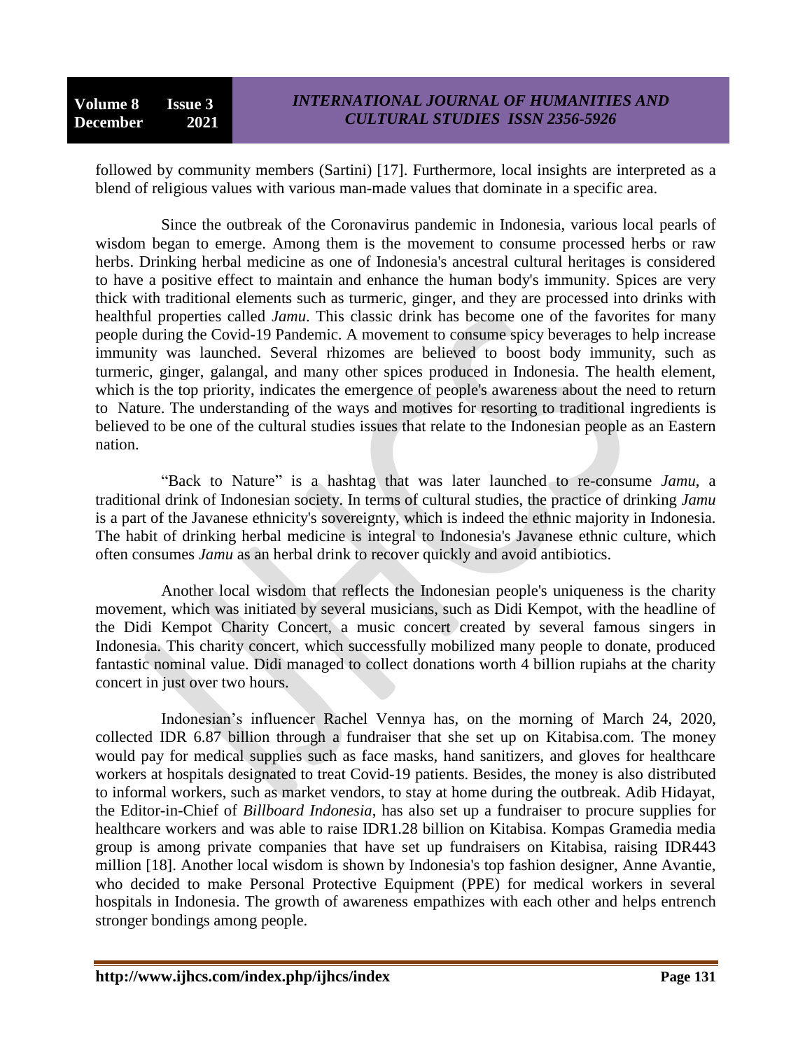followed by community members (Sartini) [17]. Furthermore, local insights are interpreted as a blend of religious values with various man-made values that dominate in a specific area.

Since the outbreak of the Coronavirus pandemic in Indonesia, various local pearls of wisdom began to emerge. Among them is the movement to consume processed herbs or raw herbs. Drinking herbal medicine as one of Indonesia's ancestral cultural heritages is considered to have a positive effect to maintain and enhance the human body's immunity. Spices are very thick with traditional elements such as turmeric, ginger, and they are processed into drinks with healthful properties called *Jamu*. This classic drink has become one of the favorites for many people during the Covid-19 Pandemic. A movement to consume spicy beverages to help increase immunity was launched. Several rhizomes are believed to boost body immunity, such as turmeric, ginger, galangal, and many other spices produced in Indonesia. The health element, which is the top priority, indicates the emergence of people's awareness about the need to return to Nature. The understanding of the ways and motives for resorting to traditional ingredients is believed to be one of the cultural studies issues that relate to the Indonesian people as an Eastern nation.

"Back to Nature" is a hashtag that was later launched to re-consume *Jamu*, a traditional drink of Indonesian society. In terms of cultural studies, the practice of drinking *Jamu* is a part of the Javanese ethnicity's sovereignty, which is indeed the ethnic majority in Indonesia. The habit of drinking herbal medicine is integral to Indonesia's Javanese ethnic culture, which often consumes *Jamu* as an herbal drink to recover quickly and avoid antibiotics.

Another local wisdom that reflects the Indonesian people's uniqueness is the charity movement, which was initiated by several musicians, such as Didi Kempot, with the headline of the Didi Kempot Charity Concert, a music concert created by several famous singers in Indonesia. This charity concert, which successfully mobilized many people to donate, produced fantastic nominal value. Didi managed to collect donations worth 4 billion rupiahs at the charity concert in just over two hours.

Indonesian's influencer Rachel Vennya has, on the morning of March 24, 2020, collected IDR 6.87 billion through a fundraiser that she set up on Kitabisa.com. The money would pay for medical supplies such as face masks, hand sanitizers, and gloves for healthcare workers at hospitals designated to treat Covid-19 patients. Besides, the money is also distributed to informal workers, such as market vendors, to stay at home during the outbreak. Adib Hidayat, the Editor-in-Chief of *Billboard Indonesia*, has also set up a fundraiser to procure supplies for healthcare workers and was able to raise IDR1.28 billion on Kitabisa. Kompas Gramedia media group is among private companies that have set up fundraisers on Kitabisa, raising IDR443 million [18]. Another local wisdom is shown by Indonesia's top fashion designer, Anne Avantie, who decided to make Personal Protective Equipment (PPE) for medical workers in several hospitals in Indonesia. The growth of awareness empathizes with each other and helps entrench stronger bondings among people.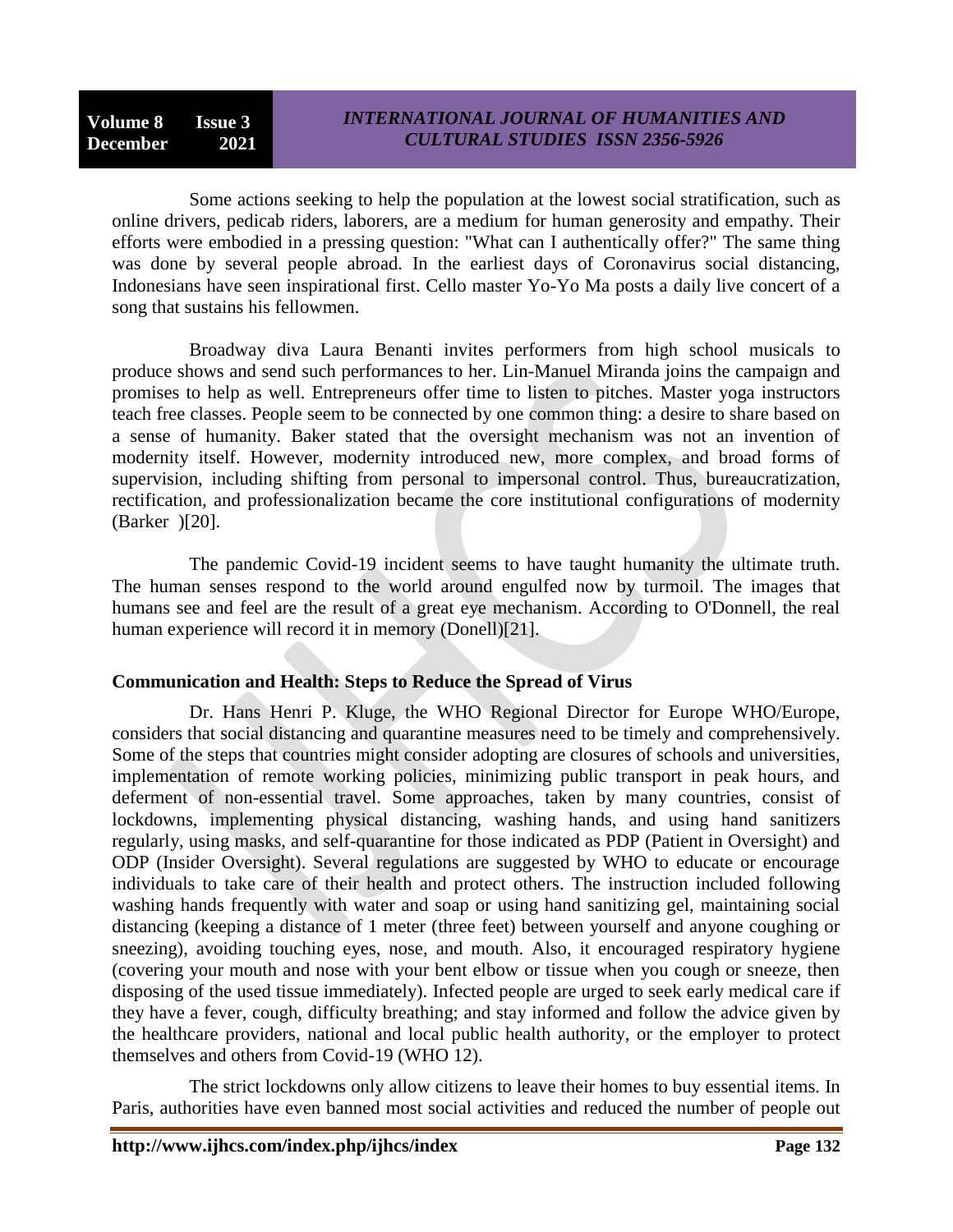Some actions seeking to help the population at the lowest social stratification, such as online drivers, pedicab riders, laborers, are a medium for human generosity and empathy. Their efforts were embodied in a pressing question: "What can I authentically offer?" The same thing was done by several people abroad. In the earliest days of Coronavirus social distancing, Indonesians have seen inspirational first. Cello master Yo-Yo Ma posts a daily live concert of a song that sustains his fellowmen.

Broadway diva Laura Benanti invites performers from high school musicals to produce shows and send such performances to her. Lin-Manuel Miranda joins the campaign and promises to help as well. Entrepreneurs offer time to listen to pitches. Master yoga instructors teach free classes. People seem to be connected by one common thing: a desire to share based on a sense of humanity. Baker stated that the oversight mechanism was not an invention of modernity itself. However, modernity introduced new, more complex, and broad forms of supervision, including shifting from personal to impersonal control. Thus, bureaucratization, rectification, and professionalization became the core institutional configurations of modernity (Barker )[20].

The pandemic Covid-19 incident seems to have taught humanity the ultimate truth. The human senses respond to the world around engulfed now by turmoil. The images that humans see and feel are the result of a great eye mechanism. According to O'Donnell, the real human experience will record it in memory (Donell)[21].

## Communication and Health: Steps to Reduce the Spread of Virus

Dr. Hans Henri P. Kluge, the WHO Regional Director for Europe WHO/Europe, considers that social distancing and quarantine measures need to be timely and comprehensively. Some of the steps that countries might consider adopting are closures of schools and universities, implementation of remote working policies, minimizing public transport in peak hours, and deferment of non-essential travel. Some approaches, taken by many countries, consist of lockdowns, implementing physical distancing, washing hands, and using hand sanitizers regularly, using masks, and self-quarantine for those indicated as PDP (Patient in Oversight) and ODP (Insider Oversight). Several regulations are suggested by WHO to educate or encourage individuals to take care of their health and protect others. The instruction included following washing hands frequently with water and soap or using hand sanitizing gel, maintaining social distancing (keeping a distance of 1 meter (three feet) between yourself and anyone coughing or sneezing), avoiding touching eyes, nose, and mouth. Also, it encouraged respiratory hygiene (covering your mouth and nose with your bent elbow or tissue when you cough or sneeze, then disposing of the used tissue immediately). Infected people are urged to seek early medical care if they have a fever, cough, difficulty breathing; and stay informed and follow the advice given by the healthcare providers, national and local public health authority, or the employer to protect themselves and others from Covid-19 (WHO 12).

The strict lockdowns only allow citizens to leave their homes to buy essential items. In Paris, authorities have even banned most social activities and reduced the number of people out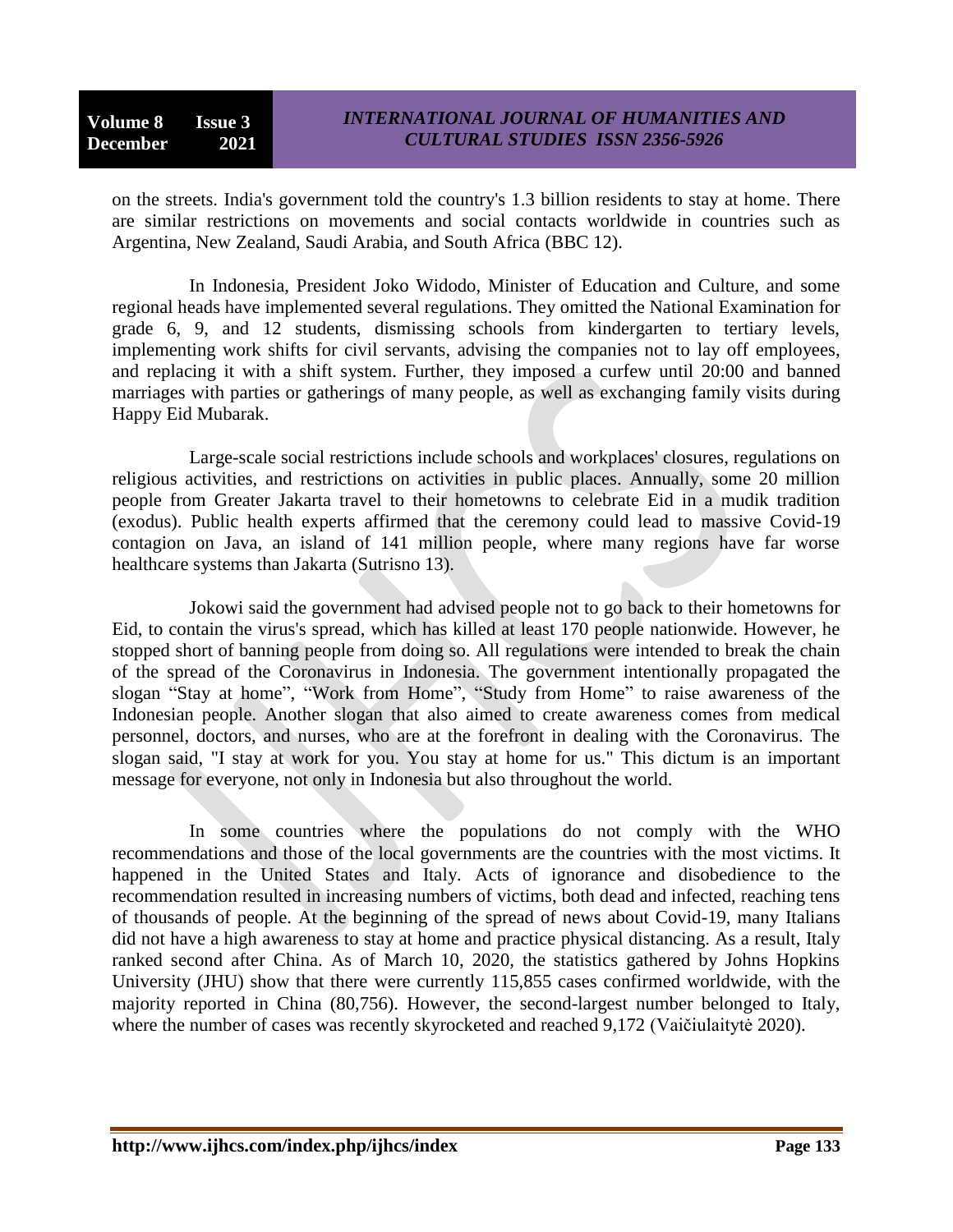on the streets. India's government told the country's 1.3 billion residents to stay at home. There are similar restrictions on movements and social contacts worldwide in countries such as Argentina, New Zealand, Saudi Arabia, and South Africa (BBC 12).

In Indonesia, President Joko Widodo, Minister of Education and Culture, and some regional heads have implemented several regulations. They omitted the National Examination for grade 6, 9, and 12 students, dismissing schools from kindergarten to tertiary levels, implementing work shifts for civil servants, advising the companies not to lay off employees, and replacing it with a shift system. Further, they imposed a curfew until 20:00 and banned marriages with parties or gatherings of many people, as well as exchanging family visits during Happy Eid Mubarak.

Large-scale social restrictions include schools and workplaces' closures, regulations on religious activities, and restrictions on activities in public places. Annually, some 20 million people from Greater Jakarta travel to their hometowns to celebrate Eid in a mudik tradition (exodus). Public health experts affirmed that the ceremony could lead to massive Covid-19 contagion on Java, an island of 141 million people, where many regions have far worse healthcare systems than Jakarta (Sutrisno 13).

Jokowi said the government had advised people not to go back to their hometowns for Eid, to contain the virus's spread, which has killed at least 170 people nationwide. However, he stopped short of banning people from doing so. All regulations were intended to break the chain of the spread of the Coronavirus in Indonesia. The government intentionally propagated the slogan "Stay at home", "Work from Home", "Study from Home" to raise awareness of the Indonesian people. Another slogan that also aimed to create awareness comes from medical personnel, doctors, and nurses, who are at the forefront in dealing with the Coronavirus. The slogan said, "I stay at work for you. You stay at home for us." This dictum is an important message for everyone, not only in Indonesia but also throughout the world.

In some countries where the populations do not comply with the WHO recommendations and those of the local governments are the countries with the most victims. It happened in the United States and Italy. Acts of ignorance and disobedience to the recommendation resulted in increasing numbers of victims, both dead and infected, reaching tens of thousands of people. At the beginning of the spread of news about Covid-19, many Italians did not have a high awareness to stay at home and practice physical distancing. As a result, Italy ranked second after China. As of March 10, 2020, the statistics gathered by Johns Hopkins University (JHU) show that there were currently 115,855 cases confirmed worldwide, with the majority reported in China (80,756). However, the second-largest number belonged to Italy, where the number of cases was recently skyrocketed and reached 9,172 (Vaičiulaitytė 2020).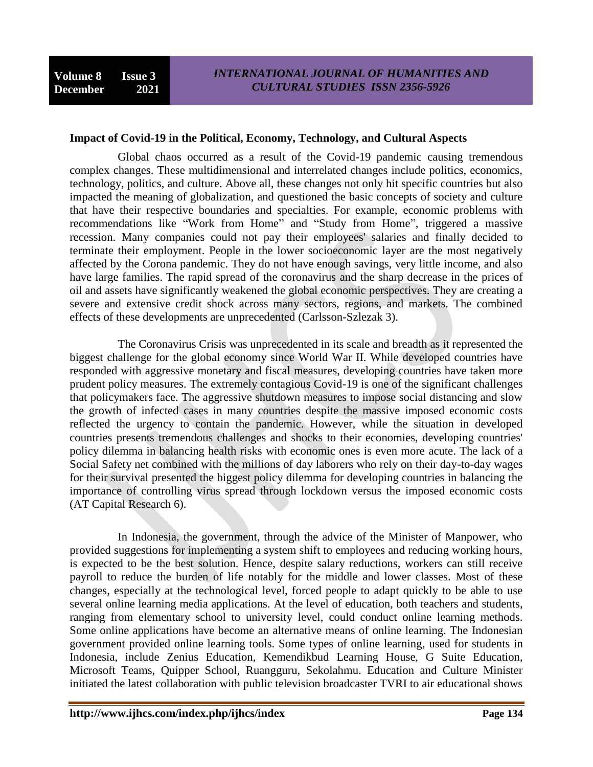**Impact of Covid-19 in the Political, Economy, Technology, and Cultural Aspects**

Global chaos occurred as a result of the Covid-19 pandemic causing tremendous complex changes. These multidimensional and interrelated changes include politics, economics, technology, politics, and culture. Above all, these changes not only hit specific countries but also impacted the meaning of globalization, and questioned the basic concepts of society and culture that have their respective boundaries and specialties. For example, economic problems with recommendations like "Work from Home" and "Study from Home", triggered a massive recession. Many companies could not pay their employees' salaries and finally decided to terminate their employment. People in the lower socioeconomic layer are the most negatively affected by the Corona pandemic. They do not have enough savings, very little income, and also have large families. The rapid spread of the coronavirus and the sharp decrease in the prices of oil and assets have significantly weakened the global economic perspectives. They are creating a severe and extensive credit shock across many sectors, regions, and markets. The combined effects of these developments are unprecedented (Carlsson-Szlezak 3).

The Coronavirus Crisis was unprecedented in its scale and breadth as it represented the biggest challenge for the global economy since World War II. While developed countries have responded with aggressive monetary and fiscal measures, developing countries have taken more prudent policy measures. The extremely contagious Covid-19 is one of the significant challenges that policymakers face. The aggressive shutdown measures to impose social distancing and slow the growth of infected cases in many countries despite the massive imposed economic costs reflected the urgency to contain the pandemic. However, while the situation in developed countries presents tremendous challenges and shocks to their economies, developing countries' policy dilemma in balancing health risks with economic ones is even more acute. The lack of a Social Safety net combined with the millions of day laborers who rely on their day-to-day wages for their survival presented the biggest policy dilemma for developing countries in balancing the importance of controlling virus spread through lockdown versus the imposed economic costs (AT Capital Research 6).

In Indonesia, the government, through the advice of the Minister of Manpower, who provided suggestions for implementing a system shift to employees and reducing working hours, is expected to be the best solution. Hence, despite salary reductions, workers can still receive payroll to reduce the burden of life notably for the middle and lower classes. Most of these changes, especially at the technological level, forced people to adapt quickly to be able to use several online learning media applications. At the level of education, both teachers and students, ranging from elementary school to university level, could conduct online learning methods. Some online applications have become an alternative means of online learning. The Indonesian government provided online learning tools. Some types of online learning, used for students in Indonesia, include Zenius Education, Kemendikbud Learning House, G Suite Education, Microsoft Teams, Quipper School, Ruangguru, Sekolahmu. Education and Culture Minister initiated the latest collaboration with public television broadcaster TVRI to air educational shows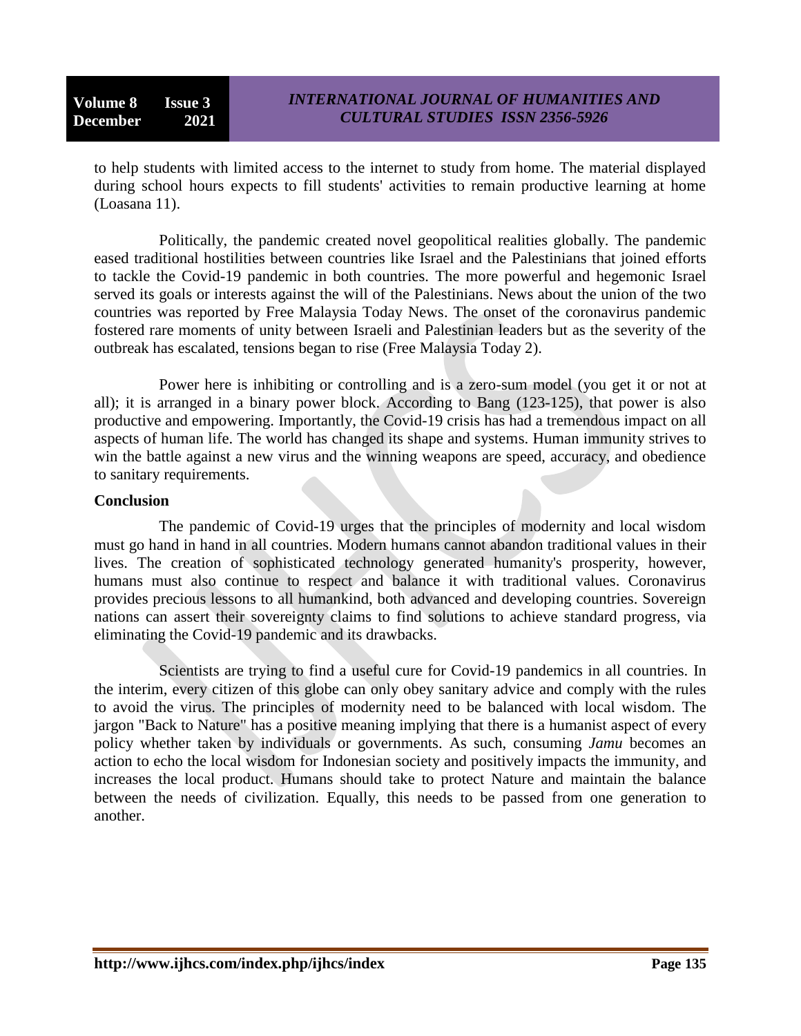to help students with limited access to the internet to study from home. The material displayed during school hours expects to fill students' activities to remain productive learning at home (Loasana 11).

Politically, the pandemic created novel geopolitical realities globally. The pandemic eased traditional hostilities between countries like Israel and the Palestinians that joined efforts to tackle the Covid-19 pandemic in both countries. The more powerful and hegemonic Israel served its goals or interests against the will of the Palestinians. News about the union of the two countries was reported by Free Malaysia Today News. The onset of the coronavirus pandemic fostered rare moments of unity between Israeli and Palestinian leaders but as the severity of the outbreak has escalated, tensions began to rise (Free Malaysia Today 2).

Power here is inhibiting or controlling and is a zero-sum model (you get it or not at all); it is arranged in a binary power block. According to Bang (123-125), that power is also productive and empowering. Importantly, the Covid-19 crisis has had a tremendous impact on all aspects of human life. The world has changed its shape and systems. Human immunity strives to win the battle against a new virus and the winning weapons are speed, accuracy, and obedience to sanitary requirements.

**Conclusion**

The pandemic of Covid-19 urges that the principles of modernity and local wisdom must go hand in hand in all countries. Modern humans cannot abandon traditional values in their lives. The creation of sophisticated technology generated humanity's prosperity, however, humans must also continue to respect and balance it with traditional values. Coronavirus provides precious lessons to all humankind, both advanced and developing countries. Sovereign nations can assert their sovereignty claims to find solutions to achieve standard progress, via eliminating the Covid-19 pandemic and its drawbacks.

Scientists are trying to find a useful cure for Covid-19 pandemics in all countries. In the interim, every citizen of this globe can only obey sanitary advice and comply with the rules to avoid the virus. The principles of modernity need to be balanced with local wisdom. The jargon "Back to Nature" has a positive meaning implying that there is a humanist aspect of every policy whether taken by individuals or governments. As such, consuming *Jamu* becomes an action to echo the local wisdom for Indonesian society and positively impacts the immunity, and increases the local product. Humans should take to protect Nature and maintain the balance between the needs of civilization. Equally, this needs to be passed from one generation to another.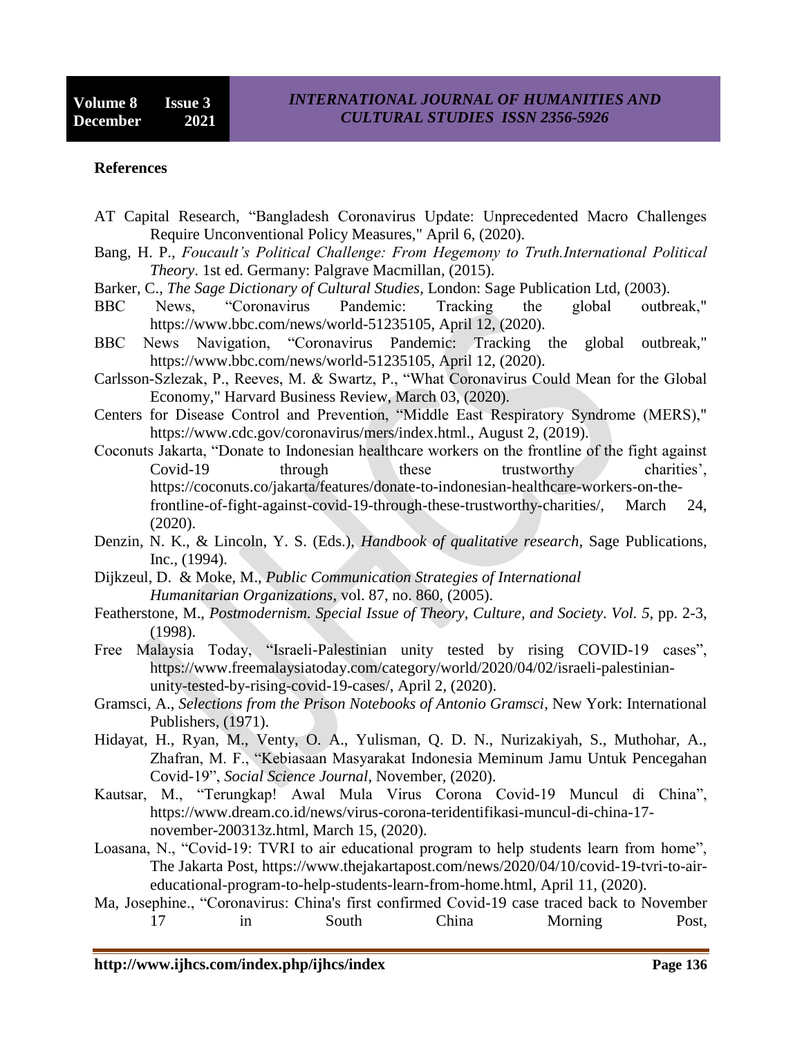## References

AT Capital Research, “Bangladesh Coronavirus Update: Unprecedented Macro Challenges Require Unconventional Policy Measures," April 6, (2020).

Bang, H. P., *Foucault’s Political Challenge: From Hegemony to Truth.International Political Theory*. 1st ed. Germany: Palgrave Macmillan, (2015).

Barker, C., *The Sage Dictionary of Cultural Studies*, London: Sage Publication Ltd, (2003).

BBC News, “Coronavirus Pandemic: Tracking the global outbreak," https://www.bbc.com/news/world-51235105, April 12, (2020).

BBC News Navigation, “Coronavirus Pandemic: Tracking the global outbreak," https://www.bbc.com/news/world-51235105, April 12, (2020).

Carlsson-Szlezak, P., Reeves, M. & Swartz, P., “What Coronavirus Could Mean for the Global Economy," Harvard Business Review, March 03, (2020).

Centers for Disease Control and Prevention, “Middle East Respiratory Syndrome (MERS)," https://www.cdc.gov/coronavirus/mers/index.html., August 2, (2019).

Coconuts Jakarta, “Donate to Indonesian healthcare workers on the frontline of the fight against Covid-19 through these trustworthy charities’, https://coconuts.co/jakarta/features/donate-to-indonesian-healthcare-workers-on-the-frontline-of-fight-against-covid-19-through-these-trustworthy-charities/, March 24, (2020).

Denzin, N. K., & Lincoln, Y. S. (Eds.), *Handbook of qualitative research*, Sage Publications, Inc., (1994).

Dijkzeul, D. & Moke, M., *Public Communication Strategies of International Humanitarian Organizations*, vol. 87, no. 860, (2005).

Featherstone, M., *Postmodernism. Special Issue of Theory, Culture, and Society*. *Vol. 5*, pp. 2-3, (1998).

Free Malaysia Today, “Israeli-Palestinian unity tested by rising COVID-19 cases”, https://www.freemalaysiatoday.com/category/world/2020/04/02/israeli-palestinian-unity-tested-by-rising-covid-19-cases/, April 2, (2020).

Gramsci, A., *Selections from the Prison Notebooks of Antonio Gramsci*, New York: International Publishers, (1971).

Hidayat, H., Ryan, M., Venty, O. A., Yulisman, Q. D. N., Nurizakiyah, S., Muthohar, A., Zhafran, M. F., “Kebiasaan Masyarakat Indonesia Meminum Jamu Untuk Pencegahan Covid-19”, *Social Science Journal*, November, (2020).

Kautsar, M., “Terungkap! Awal Mula Virus Corona Covid-19 Muncul di China”, https://www.dream.co.id/news/virus-corona-teridentifikasi-muncul-di-china-17-november-200313z.html, March 15, (2020).

Loasana, N., “Covid-19: TVRI to air educational program to help students learn from home”, The Jakarta Post, https://www.thejakartapost.com/news/2020/04/10/covid-19-tvri-to-air-educational-program-to-help-students-learn-from-home.html, April 11, (2020).

Ma, Josephine., “Coronavirus: China's first confirmed Covid-19 case traced back to November 17 in South China Morning Post,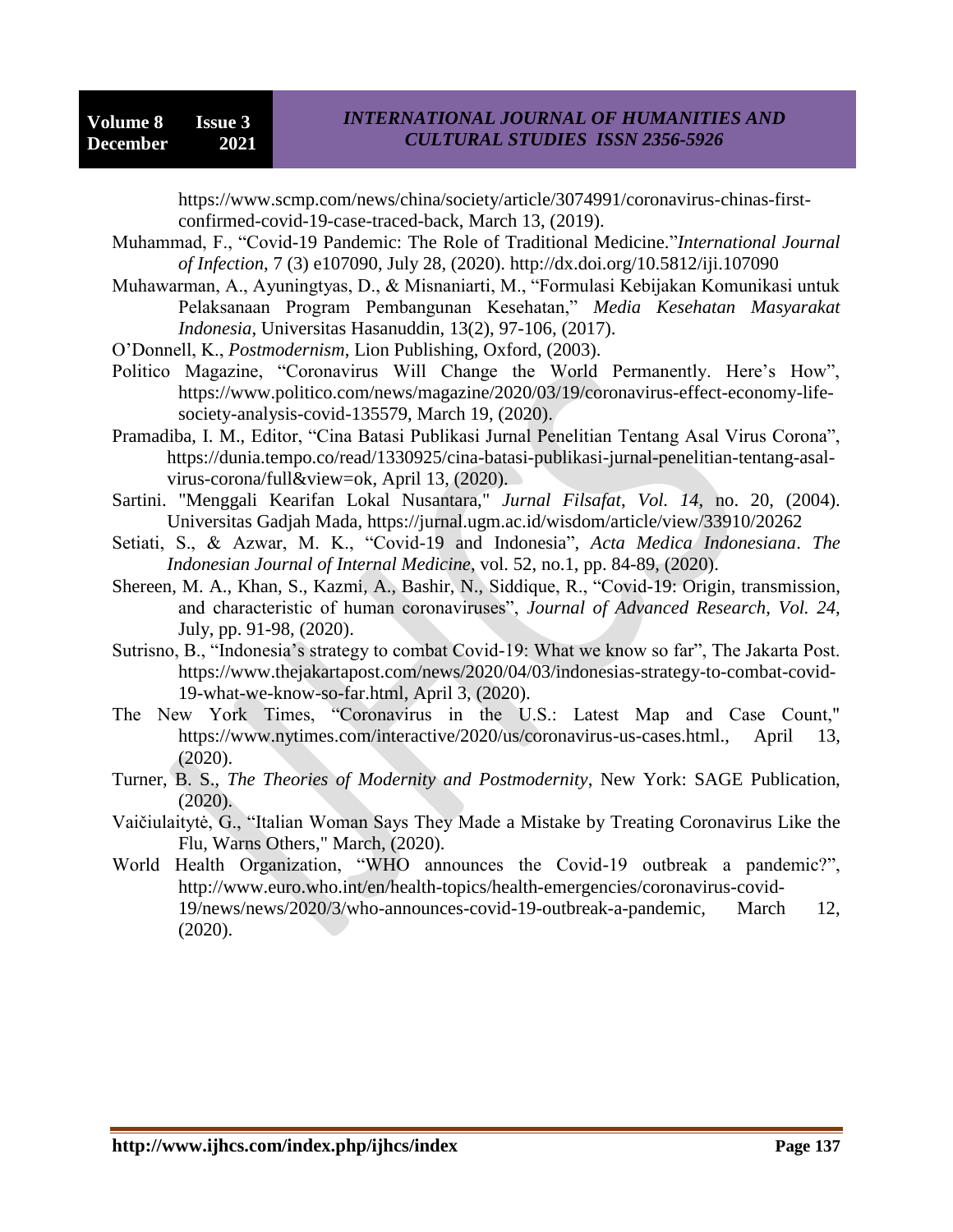https://www.scmp.com/news/china/society/article/3074991/coronavirus-chinas-first-confirmed-covid-19-case-traced-back, March 13, (2019).

Muhammad, F., "Covid-19 Pandemic: The Role of Traditional Medicine."*International Journal of Infection*, 7 (3) e107090, July 28, (2020). http://dx.doi.org/10.5812/iji.107090

Muhawarman, A., Ayuningtyas, D., & Misnaniarti, M., "Formulasi Kebijakan Komunikasi untuk Pelaksanaan Program Pembangunan Kesehatan," *Media Kesehatan Masyarakat Indonesia*, Universitas Hasanuddin, 13(2), 97-106, (2017).

O'Donnell, K., *Postmodernism*, Lion Publishing, Oxford, (2003).

Politico Magazine, "Coronavirus Will Change the World Permanently. Here's How", https://www.politico.com/news/magazine/2020/03/19/coronavirus-effect-economy-life-society-analysis-covid-135579, March 19, (2020).

Pramadiba, I. M., Editor, "Cina Batasi Publikasi Jurnal Penelitian Tentang Asal Virus Corona", https://dunia.tempo.co/read/1330925/cina-batasi-publikasi-jurnal-penelitian-tentang-asal-virus-corona/full&view=ok, April 13, (2020).

Sartini. "Menggali Kearifan Lokal Nusantara," *Jurnal Filsafat*, *Vol. 14*, no. 20, (2004). Universitas Gadjah Mada, https://jurnal.ugm.ac.id/wisdom/article/view/33910/20262

Setiati, S., & Azwar, M. K., "Covid-19 and Indonesia", *Acta Medica Indonesiana*. *The Indonesian Journal of Internal Medicine*, vol. 52, no.1, pp. 84-89, (2020).

Shereen, M. A., Khan, S., Kazmi, A., Bashir, N., Siddique, R., "Covid-19: Origin, transmission, and characteristic of human coronaviruses", *Journal of Advanced Research*, *Vol. 24*, July, pp. 91-98, (2020).

Sutrisno, B., "Indonesia's strategy to combat Covid-19: What we know so far", The Jakarta Post. https://www.thejakartapost.com/news/2020/04/03/indonesias-strategy-to-combat-covid-19-what-we-know-so-far.html, April 3, (2020).

The New York Times, "Coronavirus in the U.S.: Latest Map and Case Count," https://www.nytimes.com/interactive/2020/us/coronavirus-us-cases.html., April 13, (2020).

Turner, B. S., *The Theories of Modernity and Postmodernity*, New York: SAGE Publication, (2020).

Vaičiulaitytė, G., "Italian Woman Says They Made a Mistake by Treating Coronavirus Like the Flu, Warns Others," March, (2020).

World Health Organization, "WHO announces the Covid-19 outbreak a pandemic?", http://www.euro.who.int/en/health-topics/health-emergencies/coronavirus-covid-19/news/news/2020/3/who-announces-covid-19-outbreak-a-pandemic, March 12, (2020).